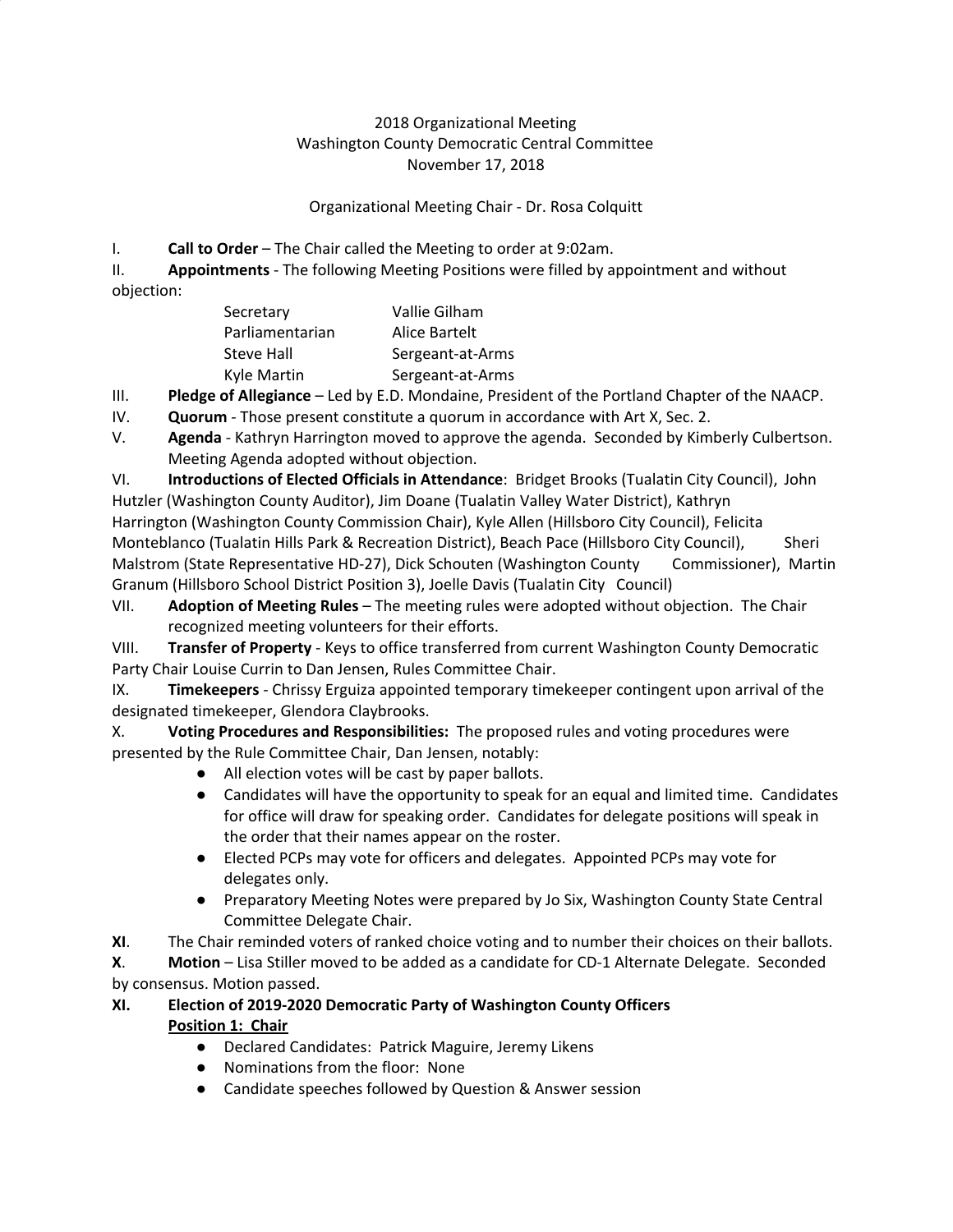2018 Organizational Meeting
Washington County Democratic Central Committee
November 17, 2018

Organizational Meeting Chair - Dr. Rosa Colquitt

I. **Call to Order** – The Chair called the Meeting to order at 9:02am.

II. **Appointments** - The following Meeting Positions were filled by appointment and without objection:

| | |
|---|---|
| Secretary | Vallie Gilham |
| Parliamentarian | Alice Bartelt |
| Steve Hall | Sergeant-at-Arms |
| Kyle Martin | Sergeant-at-Arms |

III. **Pledge of Allegiance** – Led by E.D. Mondaine, President of the Portland Chapter of the NAACP.

IV. **Quorum** - Those present constitute a quorum in accordance with Art X, Sec. 2.

V. **Agenda** - Kathryn Harrington moved to approve the agenda. Seconded by Kimberly Culbertson. Meeting Agenda adopted without objection.

VI. **Introductions of Elected Officials in Attendance**: Bridget Brooks (Tualatin City Council), John Hutzler (Washington County Auditor), Jim Doane (Tualatin Valley Water District), Kathryn Harrington (Washington County Commission Chair), Kyle Allen (Hillsboro City Council), Felicita Monteblanco (Tualatin Hills Park & Recreation District), Beach Pace (Hillsboro City Council), Sheri Malstrom (State Representative HD-27), Dick Schouten (Washington County Commissioner), Martin Granum (Hillsboro School District Position 3), Joelle Davis (Tualatin City Council)

VII. **Adoption of Meeting Rules** – The meeting rules were adopted without objection. The Chair recognized meeting volunteers for their efforts.

VIII. **Transfer of Property** - Keys to office transferred from current Washington County Democratic Party Chair Louise Currin to Dan Jensen, Rules Committee Chair.

IX. **Timekeepers** - Chrissy Erguiza appointed temporary timekeeper contingent upon arrival of the designated timekeeper, Glendora Claybrooks.

X. **Voting Procedures and Responsibilities:** The proposed rules and voting procedures were presented by the Rule Committee Chair, Dan Jensen, notably:

- All election votes will be cast by paper ballots.
- Candidates will have the opportunity to speak for an equal and limited time. Candidates for office will draw for speaking order. Candidates for delegate positions will speak in the order that their names appear on the roster.
- Elected PCPs may vote for officers and delegates. Appointed PCPs may vote for delegates only.
- Preparatory Meeting Notes were prepared by Jo Six, Washington County State Central Committee Delegate Chair.

**XI**. The Chair reminded voters of ranked choice voting and to number their choices on their ballots.

**X**. **Motion** – Lisa Stiller moved to be added as a candidate for CD-1 Alternate Delegate. Seconded by consensus. Motion passed.

**XI. Election of 2019-2020 Democratic Party of Washington County Officers**

**Position 1: Chair**

- Declared Candidates: Patrick Maguire, Jeremy Likens
- Nominations from the floor: None
- Candidate speeches followed by Question & Answer session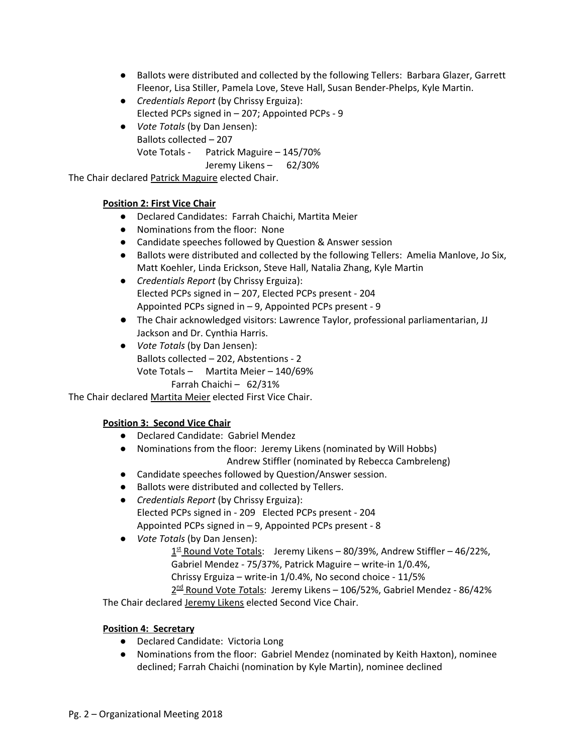- Ballots were distributed and collected by the following Tellers: Barbara Glazer, Garrett Fleenor, Lisa Stiller, Pamela Love, Steve Hall, Susan Bender-Phelps, Kyle Martin.
- *Credentials Report* (by Chrissy Erguiza):
  Elected PCPs signed in – 207; Appointed PCPs - 9
- *Vote Totals* (by Dan Jensen):
  Ballots collected – 207
  Vote Totals - Patrick Maguire – 145/70%
  Jeremy Likens – 62/30%

The Chair declared Patrick Maguire elected Chair.

**Position 2: First Vice Chair**

- Declared Candidates: Farrah Chaichi, Martita Meier
- Nominations from the floor: None
- Candidate speeches followed by Question & Answer session
- Ballots were distributed and collected by the following Tellers: Amelia Manlove, Jo Six, Matt Koehler, Linda Erickson, Steve Hall, Natalia Zhang, Kyle Martin
- *Credentials Report* (by Chrissy Erguiza):
  Elected PCPs signed in – 207, Elected PCPs present - 204
  Appointed PCPs signed in – 9, Appointed PCPs present - 9
- The Chair acknowledged visitors: Lawrence Taylor, professional parliamentarian, JJ Jackson and Dr. Cynthia Harris.
- *Vote Totals* (by Dan Jensen):
  Ballots collected – 202, Abstentions - 2
  Vote Totals – Martita Meier – 140/69%
  Farrah Chaichi – 62/31%

The Chair declared Martita Meier elected First Vice Chair.

**Position 3: Second Vice Chair**

- Declared Candidate: Gabriel Mendez
- Nominations from the floor: Jeremy Likens (nominated by Will Hobbs)
  Andrew Stiffler (nominated by Rebecca Cambreleng)
- Candidate speeches followed by Question/Answer session.
- Ballots were distributed and collected by Tellers.
- *Credentials Report* (by Chrissy Erguiza):
  Elected PCPs signed in - 209 Elected PCPs present - 204
  Appointed PCPs signed in – 9, Appointed PCPs present - 8
- *Vote Totals* (by Dan Jensen):
  1st Round Vote Totals: Jeremy Likens – 80/39%, Andrew Stiffler – 46/22%, Gabriel Mendez - 75/37%, Patrick Maguire – write-in 1/0.4%, Chrissy Erguiza – write-in 1/0.4%, No second choice - 11/5%
  2nd Round Vote Totals: Jeremy Likens – 106/52%, Gabriel Mendez - 86/42%

The Chair declared Jeremy Likens elected Second Vice Chair.

**Position 4: Secretary**

- Declared Candidate: Victoria Long
- Nominations from the floor: Gabriel Mendez (nominated by Keith Haxton), nominee declined; Farrah Chaichi (nomination by Kyle Martin), nominee declined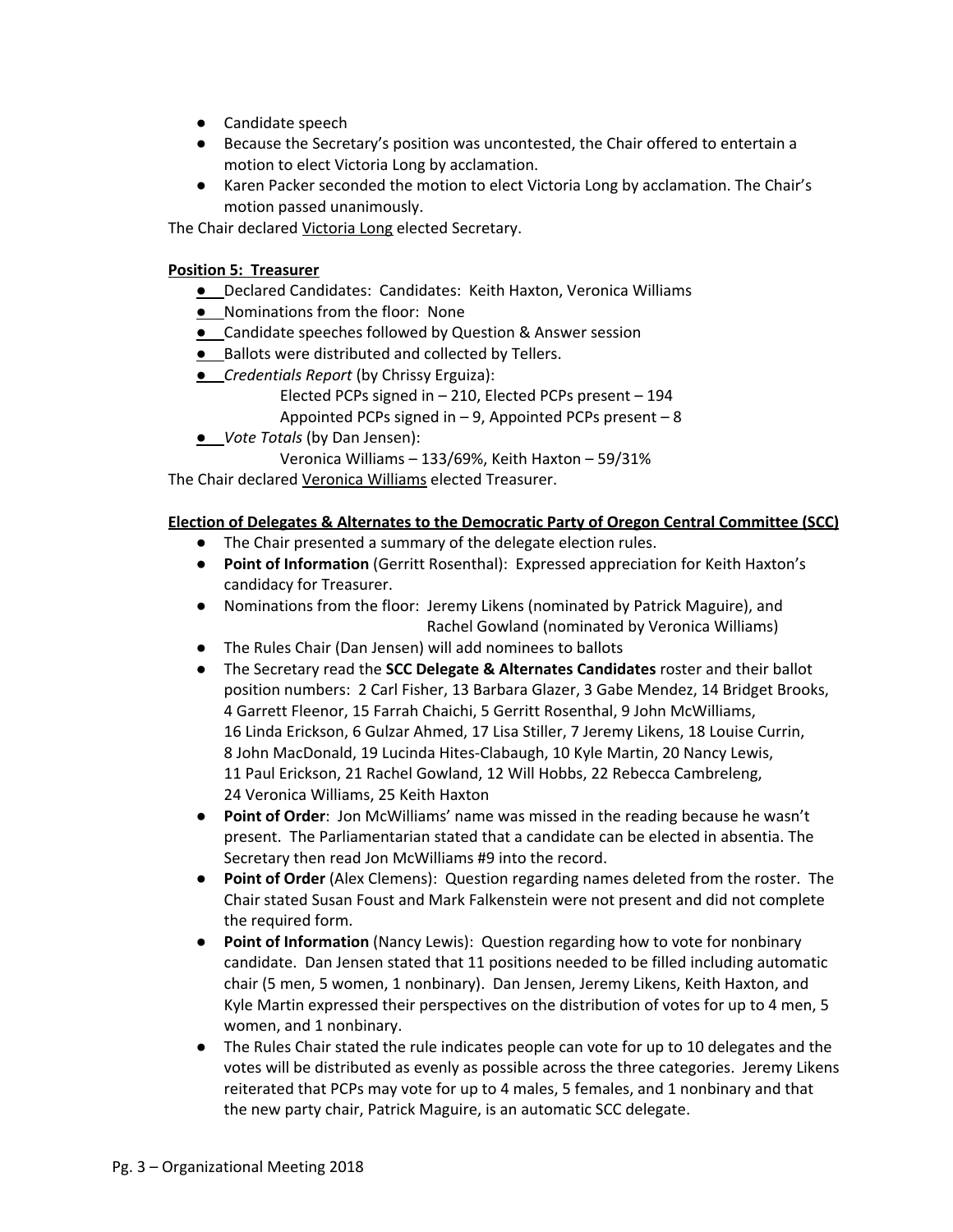- Candidate speech
- Because the Secretary's position was uncontested, the Chair offered to entertain a motion to elect Victoria Long by acclamation.
- Karen Packer seconded the motion to elect Victoria Long by acclamation. The Chair's motion passed unanimously.

The Chair declared Victoria Long elected Secretary.

**Position 5: Treasurer**

- Declared Candidates: Candidates: Keith Haxton, Veronica Williams
- Nominations from the floor: None
- Candidate speeches followed by Question & Answer session
- Ballots were distributed and collected by Tellers.
- *Credentials Report* (by Chrissy Erguiza):
  - Elected PCPs signed in – 210, Elected PCPs present – 194
  - Appointed PCPs signed in – 9, Appointed PCPs present – 8
- *Vote Totals* (by Dan Jensen):
  - Veronica Williams – 133/69%, Keith Haxton – 59/31%

The Chair declared Veronica Williams elected Treasurer.

**Election of Delegates & Alternates to the Democratic Party of Oregon Central Committee (SCC)**

- The Chair presented a summary of the delegate election rules.
- **Point of Information** (Gerritt Rosenthal): Expressed appreciation for Keith Haxton's candidacy for Treasurer.
- Nominations from the floor: Jeremy Likens (nominated by Patrick Maguire), and Rachel Gowland (nominated by Veronica Williams)
- The Rules Chair (Dan Jensen) will add nominees to ballots
- The Secretary read the **SCC Delegate & Alternates Candidates** roster and their ballot position numbers: 2 Carl Fisher, 13 Barbara Glazer, 3 Gabe Mendez, 14 Bridget Brooks, 4 Garrett Fleenor, 15 Farrah Chaichi, 5 Gerritt Rosenthal, 9 John McWilliams, 16 Linda Erickson, 6 Gulzar Ahmed, 17 Lisa Stiller, 7 Jeremy Likens, 18 Louise Currin, 8 John MacDonald, 19 Lucinda Hites-Clabaugh, 10 Kyle Martin, 20 Nancy Lewis, 11 Paul Erickson, 21 Rachel Gowland, 12 Will Hobbs, 22 Rebecca Cambreleng, 24 Veronica Williams, 25 Keith Haxton
- **Point of Order**: Jon McWilliams' name was missed in the reading because he wasn't present. The Parliamentarian stated that a candidate can be elected in absentia. The Secretary then read Jon McWilliams #9 into the record.
- **Point of Order** (Alex Clemens): Question regarding names deleted from the roster. The Chair stated Susan Foust and Mark Falkenstein were not present and did not complete the required form.
- **Point of Information** (Nancy Lewis): Question regarding how to vote for nonbinary candidate. Dan Jensen stated that 11 positions needed to be filled including automatic chair (5 men, 5 women, 1 nonbinary). Dan Jensen, Jeremy Likens, Keith Haxton, and Kyle Martin expressed their perspectives on the distribution of votes for up to 4 men, 5 women, and 1 nonbinary.
- The Rules Chair stated the rule indicates people can vote for up to 10 delegates and the votes will be distributed as evenly as possible across the three categories. Jeremy Likens reiterated that PCPs may vote for up to 4 males, 5 females, and 1 nonbinary and that the new party chair, Patrick Maguire, is an automatic SCC delegate.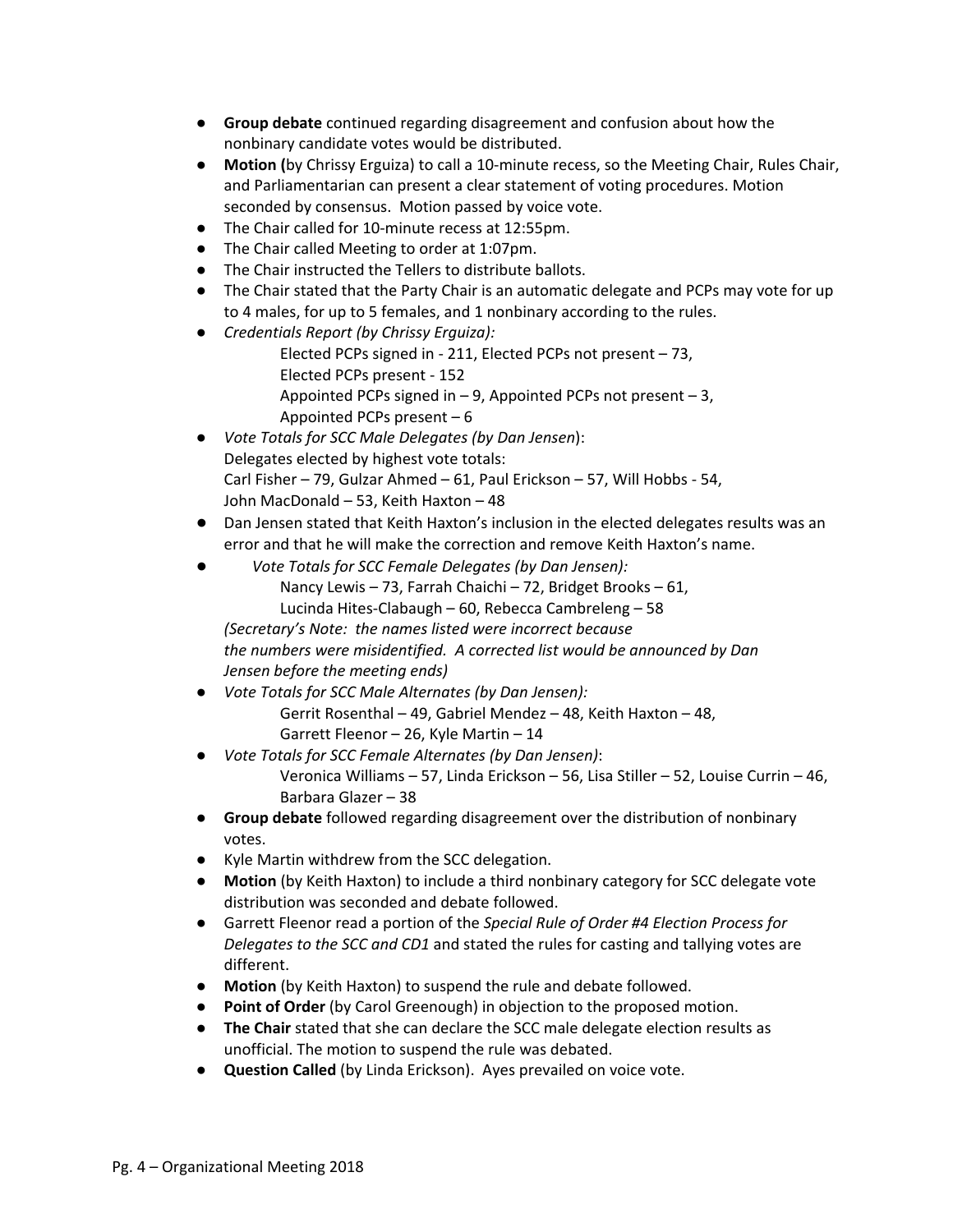- **Group debate** continued regarding disagreement and confusion about how the nonbinary candidate votes would be distributed.
- **Motion (**by Chrissy Erguiza) to call a 10-minute recess, so the Meeting Chair, Rules Chair, and Parliamentarian can present a clear statement of voting procedures. Motion seconded by consensus. Motion passed by voice vote.
- The Chair called for 10-minute recess at 12:55pm.
- The Chair called Meeting to order at 1:07pm.
- The Chair instructed the Tellers to distribute ballots.
- The Chair stated that the Party Chair is an automatic delegate and PCPs may vote for up to 4 males, for up to 5 females, and 1 nonbinary according to the rules.
- *Credentials Report (by Chrissy Erguiza):*
  Elected PCPs signed in - 211, Elected PCPs not present – 73,
  Elected PCPs present - 152
  Appointed PCPs signed in – 9, Appointed PCPs not present – 3,
  Appointed PCPs present – 6
- *Vote Totals for SCC Male Delegates (by Dan Jensen*):
  Delegates elected by highest vote totals:
  Carl Fisher – 79, Gulzar Ahmed – 61, Paul Erickson – 57, Will Hobbs - 54,
  John MacDonald – 53, Keith Haxton – 48
- Dan Jensen stated that Keith Haxton's inclusion in the elected delegates results was an error and that he will make the correction and remove Keith Haxton's name.
- *Vote Totals for SCC Female Delegates (by Dan Jensen):*
  Nancy Lewis – 73, Farrah Chaichi – 72, Bridget Brooks – 61,
  Lucinda Hites-Clabaugh – 60, Rebecca Cambreleng – 58
  *(Secretary's Note: the names listed were incorrect because the numbers were misidentified. A corrected list would be announced by Dan Jensen before the meeting ends)*
- *Vote Totals for SCC Male Alternates (by Dan Jensen):*
  Gerrit Rosenthal – 49, Gabriel Mendez – 48, Keith Haxton – 48,
  Garrett Fleenor – 26, Kyle Martin – 14
- *Vote Totals for SCC Female Alternates (by Dan Jensen)*:
  Veronica Williams – 57, Linda Erickson – 56, Lisa Stiller – 52, Louise Currin – 46,
  Barbara Glazer – 38
- **Group debate** followed regarding disagreement over the distribution of nonbinary votes.
- Kyle Martin withdrew from the SCC delegation.
- **Motion** (by Keith Haxton) to include a third nonbinary category for SCC delegate vote distribution was seconded and debate followed.
- Garrett Fleenor read a portion of the *Special Rule of Order #4 Election Process for Delegates to the SCC and CD1* and stated the rules for casting and tallying votes are different.
- **Motion** (by Keith Haxton) to suspend the rule and debate followed.
- **Point of Order** (by Carol Greenough) in objection to the proposed motion.
- **The Chair** stated that she can declare the SCC male delegate election results as unofficial. The motion to suspend the rule was debated.
- **Question Called** (by Linda Erickson). Ayes prevailed on voice vote.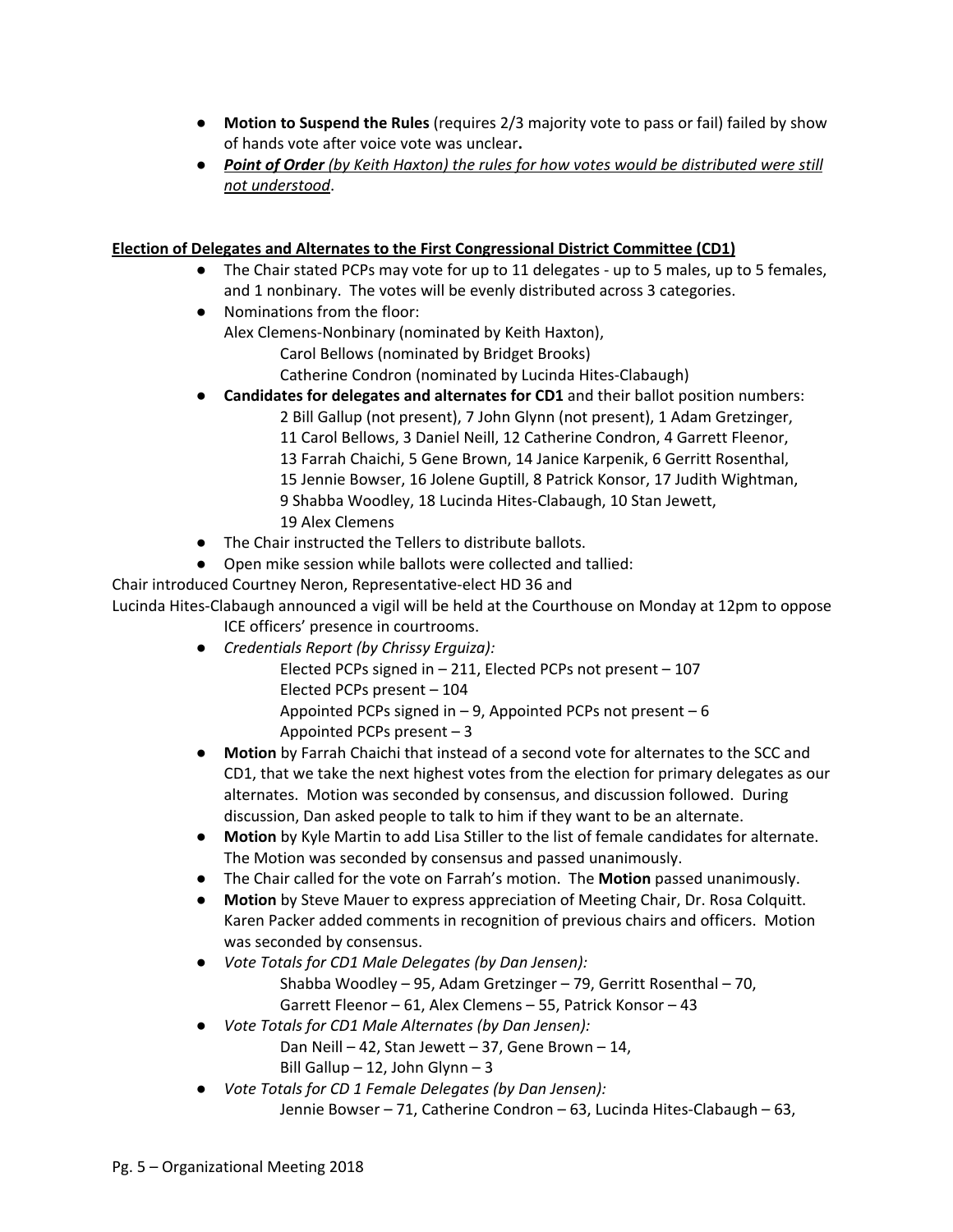- **Motion to Suspend the Rules** (requires 2/3 majority vote to pass or fail) failed by show of hands vote after voice vote was unclear**.**
- ***Point of Order*** *(by Keith Haxton) the rules for how votes would be distributed were still not understood*.

**Election of Delegates and Alternates to the First Congressional District Committee (CD1)**

- The Chair stated PCPs may vote for up to 11 delegates - up to 5 males, up to 5 females, and 1 nonbinary. The votes will be evenly distributed across 3 categories.
- Nominations from the floor:
  Alex Clemens-Nonbinary (nominated by Keith Haxton),
  Carol Bellows (nominated by Bridget Brooks)
  Catherine Condron (nominated by Lucinda Hites-Clabaugh)
- **Candidates for delegates and alternates for CD1** and their ballot position numbers:
  2 Bill Gallup (not present), 7 John Glynn (not present), 1 Adam Gretzinger, 11 Carol Bellows, 3 Daniel Neill, 12 Catherine Condron, 4 Garrett Fleenor, 13 Farrah Chaichi, 5 Gene Brown, 14 Janice Karpenik, 6 Gerritt Rosenthal, 15 Jennie Bowser, 16 Jolene Guptill, 8 Patrick Konsor, 17 Judith Wightman, 9 Shabba Woodley, 18 Lucinda Hites-Clabaugh, 10 Stan Jewett, 19 Alex Clemens
- The Chair instructed the Tellers to distribute ballots.
- Open mike session while ballots were collected and tallied:

Chair introduced Courtney Neron, Representative-elect HD 36 and
Lucinda Hites-Clabaugh announced a vigil will be held at the Courthouse on Monday at 12pm to oppose ICE officers' presence in courtrooms.

- *Credentials Report (by Chrissy Erguiza):*
  Elected PCPs signed in – 211, Elected PCPs not present – 107
  Elected PCPs present – 104
  Appointed PCPs signed in – 9, Appointed PCPs not present – 6
  Appointed PCPs present – 3
- **Motion** by Farrah Chaichi that instead of a second vote for alternates to the SCC and CD1, that we take the next highest votes from the election for primary delegates as our alternates. Motion was seconded by consensus, and discussion followed. During discussion, Dan asked people to talk to him if they want to be an alternate.
- **Motion** by Kyle Martin to add Lisa Stiller to the list of female candidates for alternate. The Motion was seconded by consensus and passed unanimously.
- The Chair called for the vote on Farrah's motion. The **Motion** passed unanimously.
- **Motion** by Steve Mauer to express appreciation of Meeting Chair, Dr. Rosa Colquitt. Karen Packer added comments in recognition of previous chairs and officers. Motion was seconded by consensus.
- *Vote Totals for CD1 Male Delegates (by Dan Jensen):*
  Shabba Woodley – 95, Adam Gretzinger – 79, Gerritt Rosenthal – 70, Garrett Fleenor – 61, Alex Clemens – 55, Patrick Konsor – 43
- *Vote Totals for CD1 Male Alternates (by Dan Jensen):*
  Dan Neill – 42, Stan Jewett – 37, Gene Brown – 14, Bill Gallup – 12, John Glynn – 3
- *Vote Totals for CD 1 Female Delegates (by Dan Jensen):*
  Jennie Bowser – 71, Catherine Condron – 63, Lucinda Hites-Clabaugh – 63,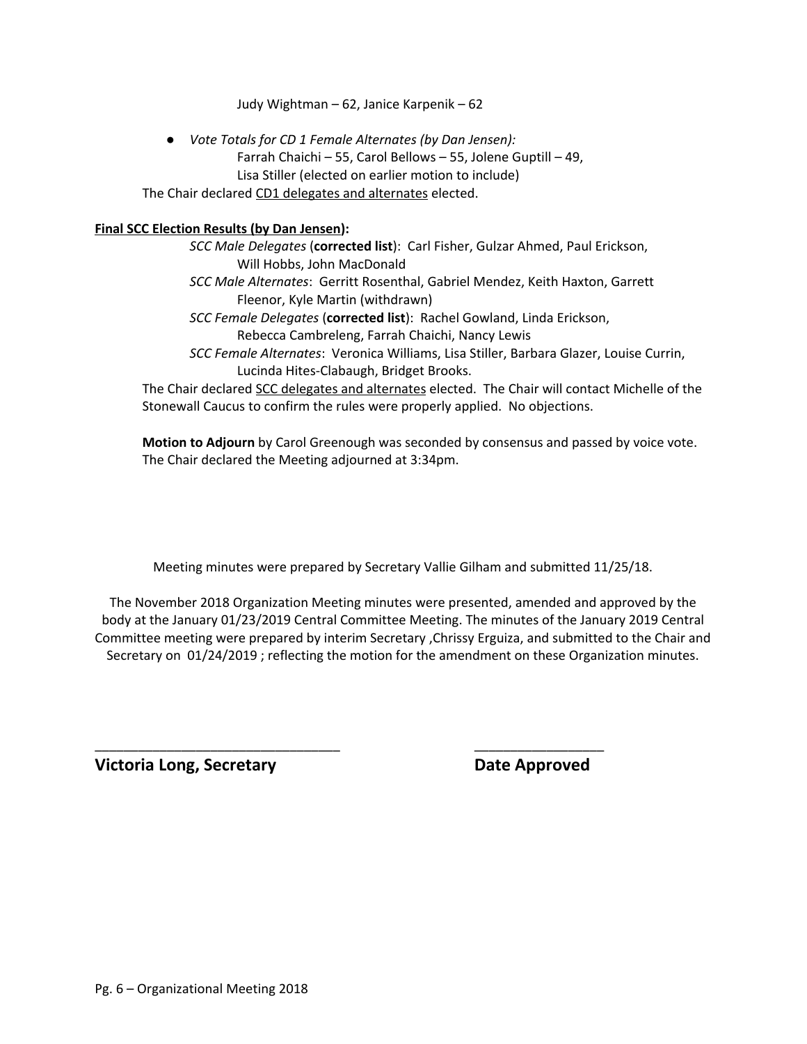Judy Wightman – 62, Janice Karpenik – 62

- *Vote Totals for CD 1 Female Alternates (by Dan Jensen):*
  Farrah Chaichi – 55, Carol Bellows – 55, Jolene Guptill – 49,
  Lisa Stiller (elected on earlier motion to include)

The Chair declared <u>CD1 delegates and alternates</u> elected.

**<u>Final SCC Election Results (by Dan Jensen):</u>**

*SCC Male Delegates* (**corrected list**): Carl Fisher, Gulzar Ahmed, Paul Erickson, Will Hobbs, John MacDonald

*SCC Male Alternates*: Gerritt Rosenthal, Gabriel Mendez, Keith Haxton, Garrett Fleenor, Kyle Martin (withdrawn)

*SCC Female Delegates* (**corrected list**): Rachel Gowland, Linda Erickson, Rebecca Cambreleng, Farrah Chaichi, Nancy Lewis

*SCC Female Alternates*: Veronica Williams, Lisa Stiller, Barbara Glazer, Louise Currin, Lucinda Hites-Clabaugh, Bridget Brooks.

The Chair declared <u>SCC delegates and alternates</u> elected. The Chair will contact Michelle of the Stonewall Caucus to confirm the rules were properly applied. No objections.

**Motion to Adjourn** by Carol Greenough was seconded by consensus and passed by voice vote. The Chair declared the Meeting adjourned at 3:34pm.

Meeting minutes were prepared by Secretary Vallie Gilham and submitted 11/25/18.

The November 2018 Organization Meeting minutes were presented, amended and approved by the body at the January 01/23/2019 Central Committee Meeting. The minutes of the January 2019 Central Committee meeting were prepared by interim Secretary ,Chrissy Erguiza, and submitted to the Chair and Secretary on 01/24/2019 ; reflecting the motion for the amendment on these Organization minutes.

\_\_\_\_\_\_\_\_\_\_\_\_\_\_\_\_\_\_\_\_\_\_\_\_\_\_\_\_\_\_\_\_ \_\_\_\_\_\_\_\_\_\_\_\_\_\_\_\_\_

**Victoria Long, Secretary** **Date Approved**

Pg. 6 – Organizational Meeting 2018